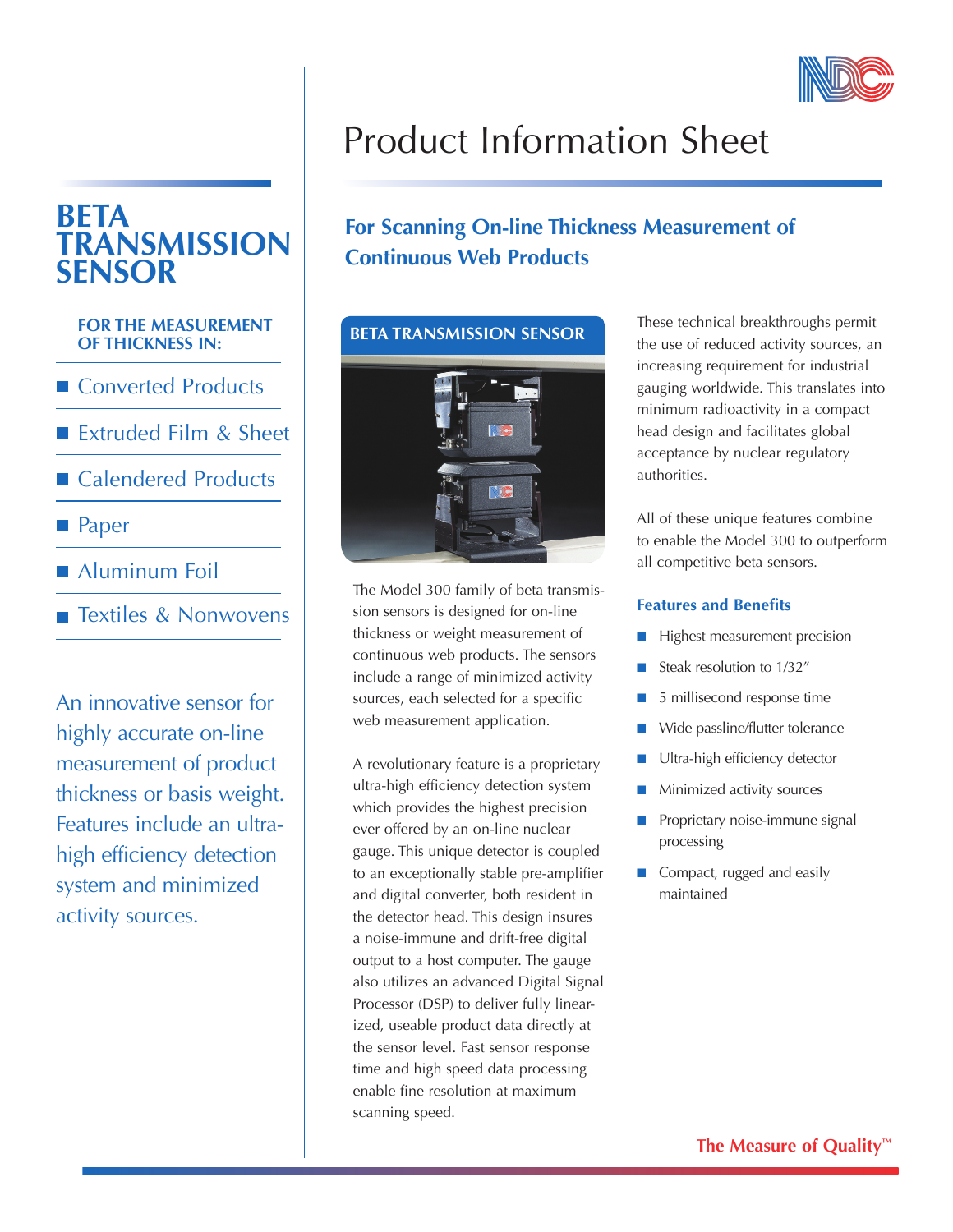# Product Information Sheet

## BETA TRANSMISSION SENSOR

**FOR THE MEASUREMENT OF THICKNESS IN:**

- Converted Products
- Extruded Film & Sheet
- Calendered Products
- Paper
- Aluminum Foil
- Textiles & Nonwovens

An innovative sensor for highly accurate on-line measurement of product thickness or basis weight. Features include an ultra-high efficiency detection system and minimized activity sources.

## For Scanning On-line Thickness Measurement of Continuous Web Products

**BETA TRANSMISSION SENSOR**

The Model 300 family of beta transmission sensors is designed for on-line thickness or weight measurement of continuous web products. The sensors include a range of minimized activity sources, each selected for a specific web measurement application.

A revolutionary feature is a proprietary ultra-high efficiency detection system which provides the highest precision ever offered by an on-line nuclear gauge. This unique detector is coupled to an exceptionally stable pre-amplifier and digital converter, both resident in the detector head. This design insures a noise-immune and drift-free digital output to a host computer. The gauge also utilizes an advanced Digital Signal Processor (DSP) to deliver fully linearized, useable product data directly at the sensor level. Fast sensor response time and high speed data processing enable fine resolution at maximum scanning speed.

These technical breakthroughs permit the use of reduced activity sources, an increasing requirement for industrial gauging worldwide. This translates into minimum radioactivity in a compact head design and facilitates global acceptance by nuclear regulatory authorities.

All of these unique features combine to enable the Model 300 to outperform all competitive beta sensors.

### Features and Benefits

- Highest measurement precision
- Steak resolution to 1/32″
- 5 millisecond response time
- Wide passline/flutter tolerance
- Ultra-high efficiency detector
- Minimized activity sources
- Proprietary noise-immune signal processing
- Compact, rugged and easily maintained

**The Measure of Quality™**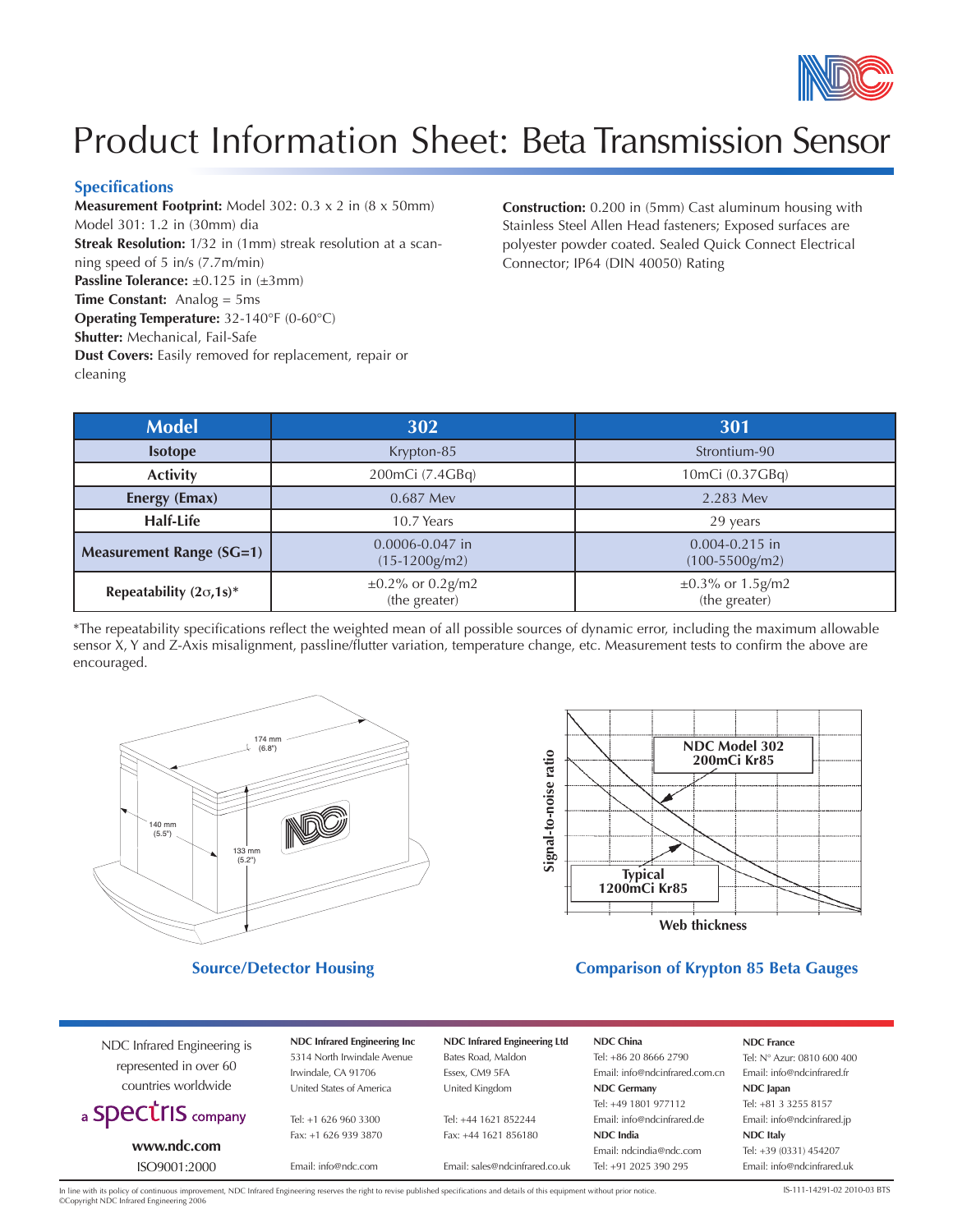# Product Information Sheet: Beta Transmission Sensor

## Specifications

**Measurement Footprint:** Model 302: 0.3 x 2 in (8 x 50mm) Model 301: 1.2 in (30mm) dia
**Streak Resolution:** 1/32 in (1mm) streak resolution at a scanning speed of 5 in/s (7.7m/min)
**Passline Tolerance:** ±0.125 in (±3mm)
**Time Constant:** Analog = 5ms
**Operating Temperature:** 32-140°F (0-60°C)
**Shutter:** Mechanical, Fail-Safe
**Dust Covers:** Easily removed for replacement, repair or cleaning

**Construction:** 0.200 in (5mm) Cast aluminum housing with Stainless Steel Allen Head fasteners; Exposed surfaces are polyester powder coated. Sealed Quick Connect Electrical Connector; IP64 (DIN 40050) Rating

| Model | 302 | 301 |
|---|---|---|
| Isotope | Krypton-85 | Strontium-90 |
| Activity | 200mCi (7.4GBq) | 10mCi (0.37GBq) |
| Energy (Emax) | 0.687 Mev | 2.283 Mev |
| Half-Life | 10.7 Years | 29 years |
| Measurement Range (SG=1) | 0.0006-0.047 in (15-1200g/m2) | 0.004-0.215 in (100-5500g/m2) |
| Repeatability (2σ,1s)* | ±0.2% or 0.2g/m2 (the greater) | ±0.3% or 1.5g/m2 (the greater) |

*The repeatability specifications reflect the weighted mean of all possible sources of dynamic error, including the maximum allowable sensor X, Y and Z-Axis misalignment, passline/flutter variation, temperature change, etc. Measurement tests to confirm the above are encouraged.

174 mm (6.8")
140 mm (5.5")
133 mm (5.2")

**Source/Detector Housing**

Signal-to-noise ratio
NDC Model 302
200mCi Kr85
Typical
1200mCi Kr85
Web thickness

**Comparison of Krypton 85 Beta Gauges**

NDC Infrared Engineering is represented in over 60 countries worldwide

a spectris company

**www.ndc.com**

ISO9001:2000

**NDC Infrared Engineering Inc**
5314 North Irwindale Avenue
Irwindale, CA 91706
United States of America
Tel: +1 626 960 3300
Fax: +1 626 939 3870
Email: info@ndc.com

**NDC Infrared Engineering Ltd**
Bates Road, Maldon
Essex, CM9 5FA
United Kingdom
Tel: +44 1621 852244
Fax: +44 1621 856180
Email: sales@ndcinfrared.co.uk

**NDC China**
Tel: +86 20 8666 2790
Email: info@ndcinfrared.com.cn

**NDC Germany**
Tel: +49 1801 977112
Email: info@ndcinfrared.de

**NDC India**
Email: ndcindia@ndc.com
Tel: +91 2025 390 295

**NDC France**
Tel: N° Azur: 0810 600 400
Email: info@ndcinfrared.fr

**NDC Japan**
Tel: +81 3 3255 8157
Email: info@ndcinfrared.jp

**NDC Italy**
Tel: +39 (0331) 454207
Email: info@ndcinfrared.uk

In line with its policy of continuous improvement, NDC Infrared Engineering reserves the right to revise published specifications and details of this equipment without prior notice.
©Copyright NDC Infrared Engineering 2006

IS-111-14291-02 2010-03 BTS